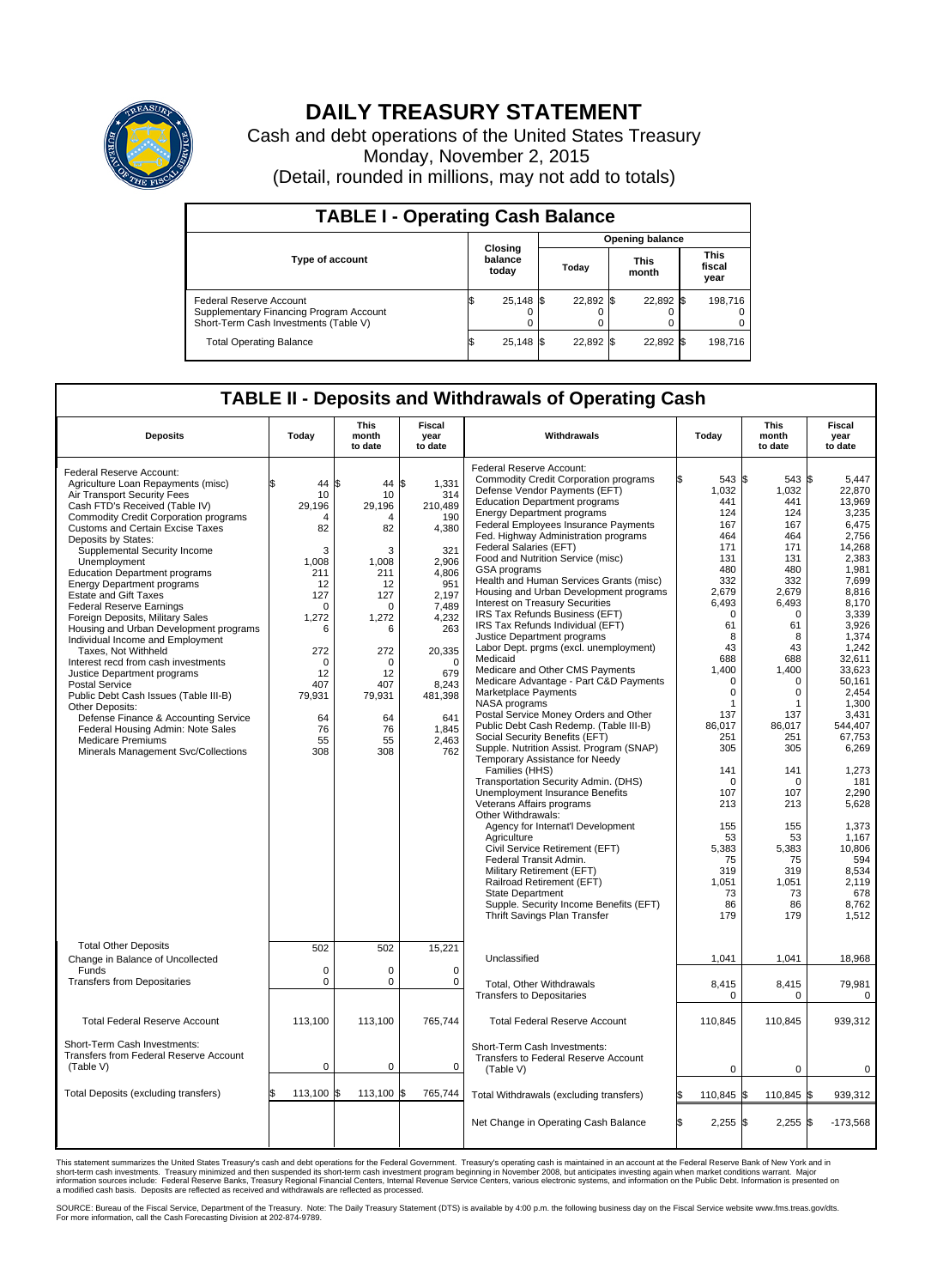# DAILY TREASURY STATEMENT

Cash and debt operations of the United States Treasury

Monday, November 2, 2015

(Detail, rounded in millions, may not add to totals)

## TABLE I - Operating Cash Balance

| Type of account | Closing balance today | Opening balance Today | Opening balance This month | Opening balance This fiscal year |
|---|---|---|---|---|
| Federal Reserve Account | $ 25,148 | $ 22,892 | $ 22,892 | $ 198,716 |
| Supplementary Financing Program Account | 0 | 0 | 0 | 0 |
| Short-Term Cash Investments (Table V) | 0 | 0 | 0 | 0 |
| Total Operating Balance | $ 25,148 | $ 22,892 | $ 22,892 | $ 198,716 |

## TABLE II - Deposits and Withdrawals of Operating Cash

| Deposits | Today | This month to date | Fiscal year to date |
|---|---|---|---|
| Federal Reserve Account: | | | |
| Agriculture Loan Repayments (misc) | $ 44 | $ 44 | $ 1,331 |
| Air Transport Security Fees | 10 | 10 | 314 |
| Cash FTD's Received (Table IV) | 29,196 | 29,196 | 210,489 |
| Commodity Credit Corporation programs | 4 | 4 | 190 |
| Customs and Certain Excise Taxes | 82 | 82 | 4,380 |
| Deposits by States: | | | |
| Supplemental Security Income | 3 | 3 | 321 |
| Unemployment | 1,008 | 1,008 | 2,906 |
| Education Department programs | 211 | 211 | 4,806 |
| Energy Department programs | 12 | 12 | 951 |
| Estate and Gift Taxes | 127 | 127 | 2,197 |
| Federal Reserve Earnings | 0 | 0 | 7,489 |
| Foreign Deposits, Military Sales | 1,272 | 1,272 | 4,232 |
| Housing and Urban Development programs | 6 | 6 | 263 |
| Individual Income and Employment Taxes, Not Withheld | 272 | 272 | 20,335 |
| Interest recd from cash investments | 0 | 0 | 0 |
| Justice Department programs | 12 | 12 | 679 |
| Postal Service | 407 | 407 | 8,243 |
| Public Debt Cash Issues (Table III-B) | 79,931 | 79,931 | 481,398 |
| Other Deposits: | | | |
| Defense Finance & Accounting Service | 64 | 64 | 641 |
| Federal Housing Admin: Note Sales | 76 | 76 | 1,845 |
| Medicare Premiums | 55 | 55 | 2,463 |
| Minerals Management Svc/Collections | 308 | 308 | 762 |
| Total Other Deposits | 502 | 502 | 15,221 |
| Change in Balance of Uncollected Funds | 0 | 0 | 0 |
| Transfers from Depositaries | 0 | 0 | 0 |
| Total Federal Reserve Account | 113,100 | 113,100 | 765,744 |
| Short-Term Cash Investments: Transfers from Federal Reserve Account (Table V) | 0 | 0 | 0 |
| Total Deposits (excluding transfers) | $ 113,100 | $ 113,100 | $ 765,744 |

| Withdrawals | Today | This month to date | Fiscal year to date |
|---|---|---|---|
| Federal Reserve Account: | | | |
| Commodity Credit Corporation programs | $ 543 | $ 543 | $ 5,447 |
| Defense Vendor Payments (EFT) | 1,032 | 1,032 | 22,870 |
| Education Department programs | 441 | 441 | 13,969 |
| Energy Department programs | 124 | 124 | 3,235 |
| Federal Employees Insurance Payments | 167 | 167 | 6,475 |
| Fed. Highway Administration programs | 464 | 464 | 2,756 |
| Federal Salaries (EFT) | 171 | 171 | 14,268 |
| Food and Nutrition Service (misc) | 131 | 131 | 2,383 |
| GSA programs | 480 | 480 | 1,981 |
| Health and Human Services Grants (misc) | 332 | 332 | 7,699 |
| Housing and Urban Development programs | 2,679 | 2,679 | 8,816 |
| Interest on Treasury Securities | 6,493 | 6,493 | 8,170 |
| IRS Tax Refunds Business (EFT) | 0 | 0 | 3,339 |
| IRS Tax Refunds Individual (EFT) | 61 | 61 | 3,926 |
| Justice Department programs | 8 | 8 | 1,374 |
| Labor Dept. prgms (excl. unemployment) | 43 | 43 | 1,242 |
| Medicaid | 688 | 688 | 32,611 |
| Medicare and Other CMS Payments | 1,400 | 1,400 | 33,623 |
| Medicare Advantage - Part C&D Payments | 0 | 0 | 50,161 |
| Marketplace Payments | 0 | 0 | 2,454 |
| NASA programs | 1 | 1 | 1,300 |
| Postal Service Money Orders and Other | 137 | 137 | 3,431 |
| Public Debt Cash Redemp. (Table III-B) | 86,017 | 86,017 | 544,407 |
| Social Security Benefits (EFT) | 251 | 251 | 67,753 |
| Supple. Nutrition Assist. Program (SNAP) | 305 | 305 | 6,269 |
| Temporary Assistance for Needy Families (HHS) | 141 | 141 | 1,273 |
| Transportation Security Admin. (DHS) | 0 | 0 | 181 |
| Unemployment Insurance Benefits | 107 | 107 | 2,290 |
| Veterans Affairs programs | 213 | 213 | 5,628 |
| Other Withdrawals: | | | |
| Agency for Internat'l Development | 155 | 155 | 1,373 |
| Agriculture | 53 | 53 | 1,167 |
| Civil Service Retirement (EFT) | 5,383 | 5,383 | 10,806 |
| Federal Transit Admin. | 75 | 75 | 594 |
| Military Retirement (EFT) | 319 | 319 | 8,534 |
| Railroad Retirement (EFT) | 1,051 | 1,051 | 2,119 |
| State Department | 73 | 73 | 678 |
| Supple. Security Income Benefits (EFT) | 86 | 86 | 8,762 |
| Thrift Savings Plan Transfer | 179 | 179 | 1,512 |
| Unclassified | 1,041 | 1,041 | 18,968 |
| Total, Other Withdrawals | 8,415 | 8,415 | 79,981 |
| Transfers to Depositaries | 0 | 0 | 0 |
| Total Federal Reserve Account | 110,845 | 110,845 | 939,312 |
| Short-Term Cash Investments: Transfers to Federal Reserve Account (Table V) | 0 | 0 | 0 |
| Total Withdrawals (excluding transfers) | $ 110,845 | $ 110,845 | $ 939,312 |
| Net Change in Operating Cash Balance | $ 2,255 | $ 2,255 | $ -173,568 |

This statement summarizes the United States Treasury's cash and debt operations for the Federal Government. Treasury's operating cash is maintained in an account at the Federal Reserve Bank of New York and in short-term cash investments. Treasury minimized and then suspended its short-term cash investment program beginning in November 2008, but anticipates investing again when market conditions warrant. Major information sources include: Federal Reserve Banks, Treasury Regional Financial Centers, Internal Revenue Service Centers, various electronic systems, and information on the Public Debt. Information is presented on a modified cash basis. Deposits are reflected as received and withdrawals are reflected as processed.

SOURCE: Bureau of the Fiscal Service, Department of the Treasury. Note: The Daily Treasury Statement (DTS) is available by 4:00 p.m. the following business day on the Fiscal Service website www.fms.treas.gov/dts. For more information, call the Cash Forecasting Division at 202-874-9789.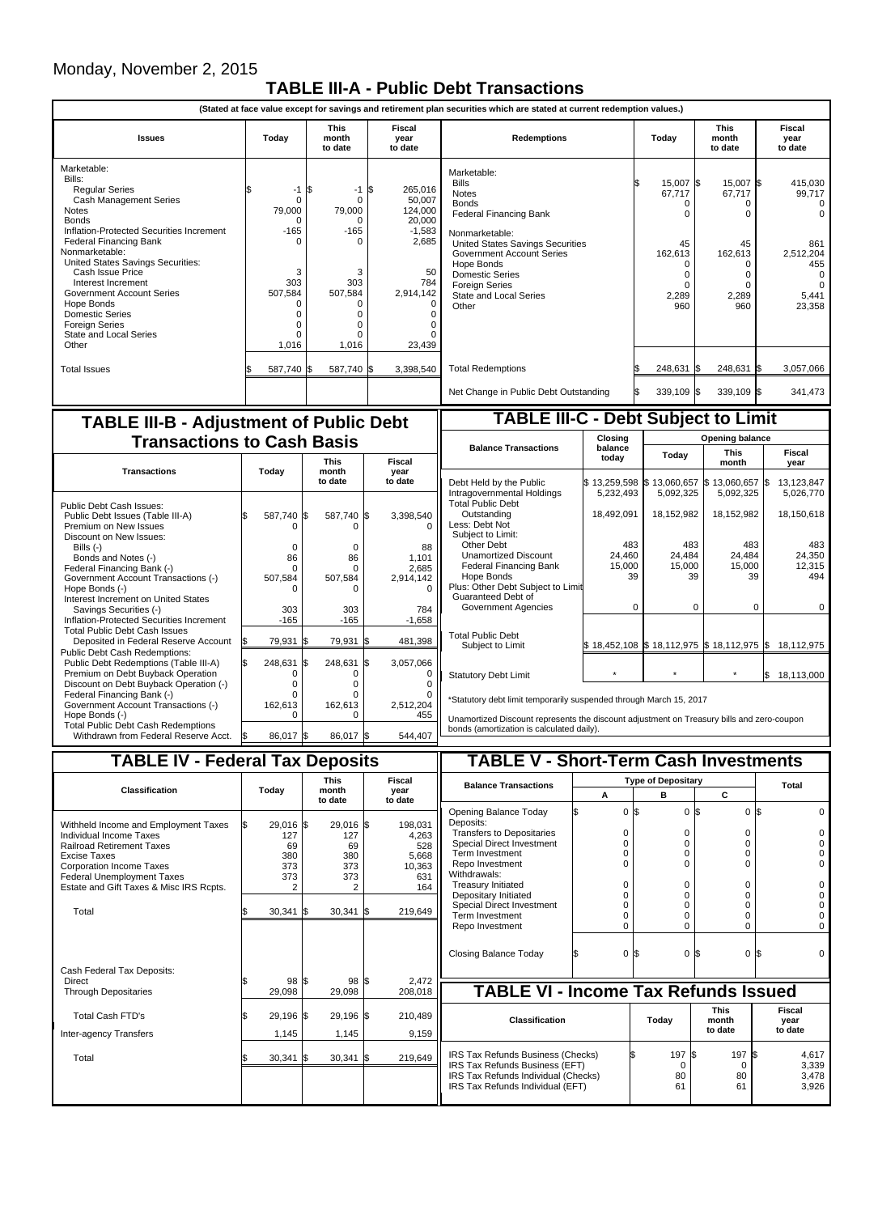Monday, November 2, 2015

# TABLE III-A - Public Debt Transactions

(Stated at face value except for savings and retirement plan securities which are stated at current redemption values.)

| Issues | Today | This month to date | Fiscal year to date |
|---|---|---|---|
| Marketable: | | | |
| Bills: | | | |
| Regular Series | $ -1 | $ -1 | $ 265,016 |
| Cash Management Series | 0 | 0 | 50,007 |
| Notes | 79,000 | 79,000 | 124,000 |
| Bonds | 0 | 0 | 20,000 |
| Inflation-Protected Securities Increment | -165 | -165 | -1,583 |
| Federal Financing Bank | 0 | 0 | 2,685 |
| Nonmarketable: | | | |
| United States Savings Securities: | | | |
| Cash Issue Price | 3 | 3 | 50 |
| Interest Increment | 303 | 303 | 784 |
| Government Account Series | 507,584 | 507,584 | 2,914,142 |
| Hope Bonds | 0 | 0 | 0 |
| Domestic Series | 0 | 0 | 0 |
| Foreign Series | 0 | 0 | 0 |
| State and Local Series | 0 | 0 | 0 |
| Other | 1,016 | 1,016 | 23,439 |
| Total Issues | $ 587,740 | $ 587,740 | $ 3,398,540 |

| Redemptions | Today | This month to date | Fiscal year to date |
|---|---|---|---|
| Marketable: | | | |
| Bills | $ 15,007 | $ 15,007 | $ 415,030 |
| Notes | 67,717 | 67,717 | 99,717 |
| Bonds | 0 | 0 | 0 |
| Federal Financing Bank | 0 | 0 | 0 |
| Nonmarketable: | | | |
| United States Savings Securities | 45 | 45 | 861 |
| Government Account Series | 162,613 | 162,613 | 2,512,204 |
| Hope Bonds | 0 | 0 | 455 |
| Domestic Series | 0 | 0 | 0 |
| Foreign Series | 0 | 0 | 0 |
| State and Local Series | 2,289 | 2,289 | 5,441 |
| Other | 960 | 960 | 23,358 |
| Total Redemptions | $ 248,631 | $ 248,631 | $ 3,057,066 |
| Net Change in Public Debt Outstanding | $ 339,109 | $ 339,109 | $ 341,473 |

# TABLE III-B - Adjustment of Public Debt Transactions to Cash Basis

| Transactions | Today | This month to date | Fiscal year to date |
|---|---|---|---|
| Public Debt Cash Issues: | | | |
| Public Debt Issues (Table III-A) | $ 587,740 | $ 587,740 | $ 3,398,540 |
| Premium on New Issues | 0 | 0 | 0 |
| Discount on New Issues: | | | |
| Bills (-) | 0 | 0 | 88 |
| Bonds and Notes (-) | 86 | 86 | 1,101 |
| Federal Financing Bank (-) | 0 | 0 | 2,685 |
| Government Account Transactions (-) | 507,584 | 507,584 | 2,914,142 |
| Hope Bonds (-) | 0 | 0 | 0 |
| Interest Increment on United States Savings Securities (-) | 303 | 303 | 784 |
| Inflation-Protected Securities Increment | -165 | -165 | -1,658 |
| Total Public Debt Cash Issues Deposited in Federal Reserve Account | $ 79,931 | $ 79,931 | $ 481,398 |
| Public Debt Cash Redemptions: | | | |
| Public Debt Redemptions (Table III-A) | $ 248,631 | $ 248,631 | $ 3,057,066 |
| Premium on Debt Buyback Operation | 0 | 0 | 0 |
| Discount on Debt Buyback Operation (-) | 0 | 0 | 0 |
| Federal Financing Bank (-) | 0 | 0 | 0 |
| Government Account Transactions (-) | 162,613 | 162,613 | 2,512,204 |
| Hope Bonds (-) | 0 | 0 | 455 |
| Total Public Debt Cash Redemptions Withdrawn from Federal Reserve Acct. | $ 86,017 | $ 86,017 | $ 544,407 |

# TABLE III-C - Debt Subject to Limit

| Balance Transactions | Closing balance today | Opening balance Today | Opening balance This month | Opening balance Fiscal year |
|---|---|---|---|---|
| Debt Held by the Public | $ 13,259,598 | $ 13,060,657 | $ 13,060,657 | $ 13,123,847 |
| Intragovernmental Holdings | 5,232,493 | 5,092,325 | 5,092,325 | 5,026,770 |
| Total Public Debt Outstanding | 18,492,091 | 18,152,982 | 18,152,982 | 18,150,618 |
| Less: Debt Not Subject to Limit: | | | | |
| Other Debt | 483 | 483 | 483 | 483 |
| Unamortized Discount | 24,460 | 24,484 | 24,484 | 24,350 |
| Federal Financing Bank | 15,000 | 15,000 | 15,000 | 12,315 |
| Hope Bonds | 39 | 39 | 39 | 494 |
| Plus: Other Debt Subject to Limit | | | | |
| Guaranteed Debt of Government Agencies | 0 | 0 | 0 | 0 |
| Total Public Debt Subject to Limit | $ 18,452,108 | $ 18,112,975 | $ 18,112,975 | $ 18,112,975 |
| Statutory Debt Limit | * | * | * | $ 18,113,000 |

*Statutory debt limit temporarily suspended through March 15, 2017

Unamortized Discount represents the discount adjustment on Treasury bills and zero-coupon bonds (amortization is calculated daily).

# TABLE IV - Federal Tax Deposits

| Classification | Today | This month to date | Fiscal year to date |
|---|---|---|---|
| Withheld Income and Employment Taxes | $ 29,016 | $ 29,016 | $ 198,031 |
| Individual Income Taxes | 127 | 127 | 4,263 |
| Railroad Retirement Taxes | 69 | 69 | 528 |
| Excise Taxes | 380 | 380 | 5,668 |
| Corporation Income Taxes | 373 | 373 | 10,363 |
| Federal Unemployment Taxes | 373 | 373 | 631 |
| Estate and Gift Taxes & Misc IRS Rcpts. | 2 | 2 | 164 |
| Total | $ 30,341 | $ 30,341 | $ 219,649 |
| Cash Federal Tax Deposits: | | | |
| Direct | $ 98 | $ 98 | $ 2,472 |
| Through Depositaries | 29,098 | 29,098 | 208,018 |
| Total Cash FTD's | $ 29,196 | $ 29,196 | $ 210,489 |
| Inter-agency Transfers | 1,145 | 1,145 | 9,159 |
| Total | $ 30,341 | $ 30,341 | $ 219,649 |

# TABLE V - Short-Term Cash Investments

| Balance Transactions | Type of Depositary A | Type of Depositary B | Type of Depositary C | Total |
|---|---|---|---|---|
| Opening Balance Today | $ 0 | $ 0 | $ 0 | $ 0 |
| Deposits: | | | | |
| Transfers to Depositaries | 0 | 0 | 0 | 0 |
| Special Direct Investment | 0 | 0 | 0 | 0 |
| Term Investment | 0 | 0 | 0 | 0 |
| Repo Investment | 0 | 0 | 0 | 0 |
| Withdrawals: | | | | |
| Treasury Initiated | 0 | 0 | 0 | 0 |
| Depositary Initiated | 0 | 0 | 0 | 0 |
| Special Direct Investment | 0 | 0 | 0 | 0 |
| Term Investment | 0 | 0 | 0 | 0 |
| Repo Investment | 0 | 0 | 0 | 0 |
| Closing Balance Today | $ 0 | $ 0 | $ 0 | $ 0 |

# TABLE VI - Income Tax Refunds Issued

| Classification | Today | This month to date | Fiscal year to date |
|---|---|---|---|
| IRS Tax Refunds Business (Checks) | $ 197 | $ 197 | $ 4,617 |
| IRS Tax Refunds Business (EFT) | 0 | 0 | 3,339 |
| IRS Tax Refunds Individual (Checks) | 80 | 80 | 3,478 |
| IRS Tax Refunds Individual (EFT) | 61 | 61 | 3,926 |